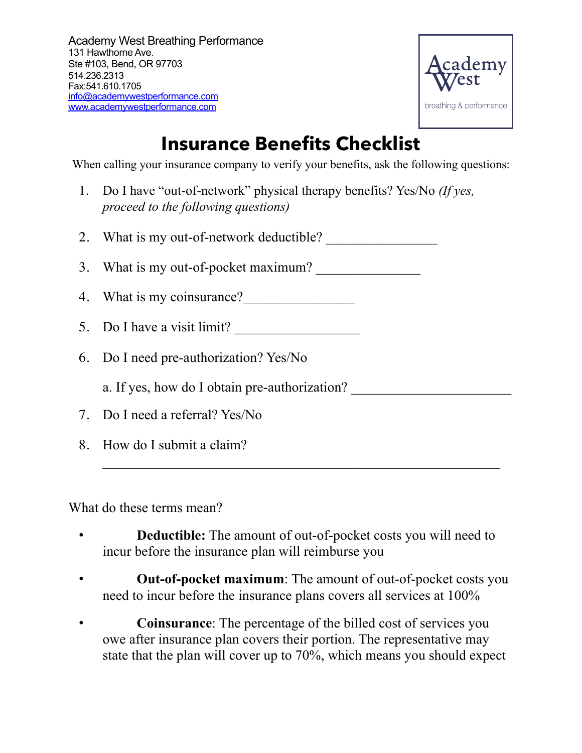Academy West Breathing Performance
131 Hawthorne Ave.
Ste #103, Bend, OR 97703
514.236.2313
Fax:541.610.1705
info@academywestperformance.com
www.academywestperformance.com

Academy West
breathing & performance

# Insurance Benefits Checklist

When calling your insurance company to verify your benefits, ask the following questions:

1. Do I have "out-of-network" physical therapy benefits? Yes/No *(If yes, proceed to the following questions)*
2. What is my out-of-network deductible? _______________
3. What is my out-of-pocket maximum? ______________
4. What is my coinsurance?_______________
5. Do I have a visit limit? _________________
6. Do I need pre-authorization? Yes/No

   a. If yes, how do I obtain pre-authorization? ______________________
7. Do I need a referral? Yes/No
8. How do I submit a claim?

   _____________________________________________________

What do these terms mean?

- **Deductible:** The amount of out-of-pocket costs you will need to incur before the insurance plan will reimburse you
- **Out-of-pocket maximum**: The amount of out-of-pocket costs you need to incur before the insurance plans covers all services at 100%
- **Coinsurance**: The percentage of the billed cost of services you owe after insurance plan covers their portion. The representative may state that the plan will cover up to 70%, which means you should expect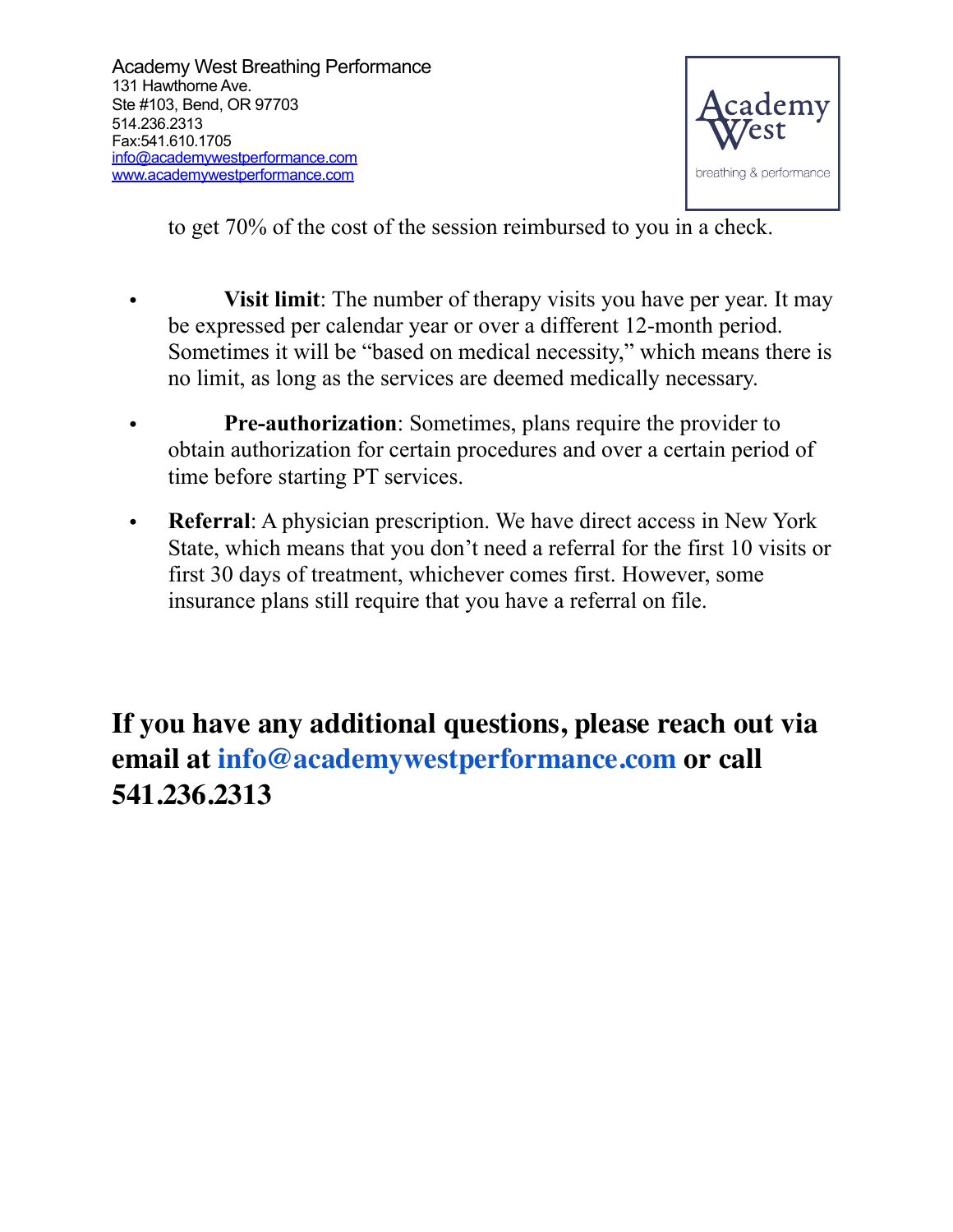Academy West Breathing Performance
131 Hawthorne Ave.
Ste #103, Bend, OR 97703
514.236.2313
Fax:541.610.1705
info@academywestperformance.com
www.academywestperformance.com

Academy West
breathing & performance

to get 70% of the cost of the session reimbursed to you in a check.

- **Visit limit**: The number of therapy visits you have per year. It may be expressed per calendar year or over a different 12-month period. Sometimes it will be "based on medical necessity," which means there is no limit, as long as the services are deemed medically necessary.
- **Pre-authorization**: Sometimes, plans require the provider to obtain authorization for certain procedures and over a certain period of time before starting PT services.
- **Referral**: A physician prescription. We have direct access in New York State, which means that you don't need a referral for the first 10 visits or first 30 days of treatment, whichever comes first. However, some insurance plans still require that you have a referral on file.

**If you have any additional questions, please reach out via email at info@academywestperformance.com or call 541.236.2313**